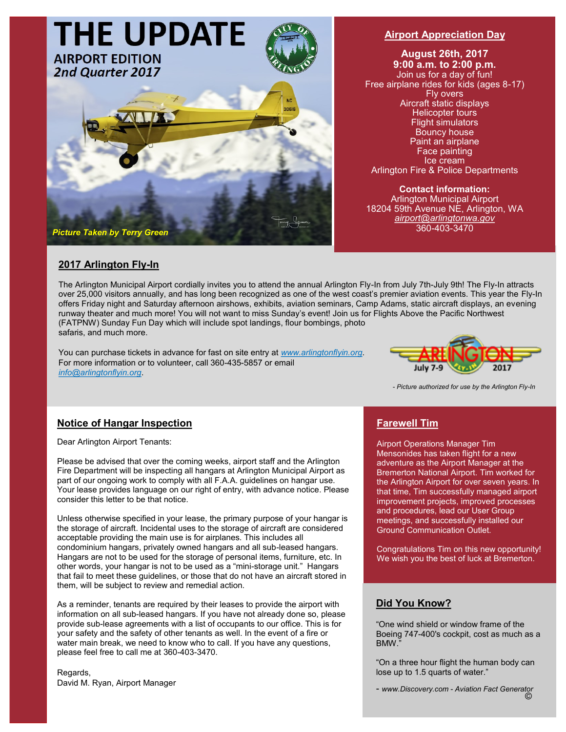# THE UPDATE

**AIRPORT EDITION**
***2nd Quarter 2017***

***Picture Taken by Terry Green***

## Airport Appreciation Day

**August 26th, 2017**
**9:00 a.m. to 2:00 p.m.**

Join us for a day of fun!
Free airplane rides for kids (ages 8-17)
Fly overs
Aircraft static displays
Helicopter tours
Flight simulators
Bouncy house
Paint an airplane
Face painting
Ice cream
Arlington Fire & Police Departments

**Contact information:**
Arlington Municipal Airport
18204 59th Avenue NE, Arlington, WA
*airport@arlingtonwa.gov*
360-403-3470

## 2017 Arlington Fly-In

The Arlington Municipal Airport cordially invites you to attend the annual Arlington Fly-In from July 7th-July 9th! The Fly-In attracts over 25,000 visitors annually, and has long been recognized as one of the west coast's premier aviation events. This year the Fly-In offers Friday night and Saturday afternoon airshows, exhibits, aviation seminars, Camp Adams, static aircraft displays, an evening runway theater and much more! You will not want to miss Sunday's event! Join us for Flights Above the Pacific Northwest (FATPNW) Sunday Fun Day which will include spot landings, flour bombings, photo safaris, and much more.

You can purchase tickets in advance for fast on site entry at www.arlingtonflyin.org. For more information or to volunteer, call 360-435-5857 or email info@arlingtonflyin.org.

*- Picture authorized for use by the Arlington Fly-In*

## Notice of Hangar Inspection

Dear Arlington Airport Tenants:

Please be advised that over the coming weeks, airport staff and the Arlington Fire Department will be inspecting all hangars at Arlington Municipal Airport as part of our ongoing work to comply with all F.A.A. guidelines on hangar use. Your lease provides language on our right of entry, with advance notice. Please consider this letter to be that notice.

Unless otherwise specified in your lease, the primary purpose of your hangar is the storage of aircraft. Incidental uses to the storage of aircraft are considered acceptable providing the main use is for airplanes. This includes all condominium hangars, privately owned hangars and all sub-leased hangars. Hangars are not to be used for the storage of personal items, furniture, etc. In other words, your hangar is not to be used as a "mini-storage unit." Hangars that fail to meet these guidelines, or those that do not have an aircraft stored in them, will be subject to review and remedial action.

As a reminder, tenants are required by their leases to provide the airport with information on all sub-leased hangars. If you have not already done so, please provide sub-lease agreements with a list of occupants to our office. This is for your safety and the safety of other tenants as well. In the event of a fire or water main break, we need to know who to call. If you have any questions, please feel free to call me at 360-403-3470.

Regards,
David M. Ryan, Airport Manager

## Farewell Tim

Airport Operations Manager Tim Mensonides has taken flight for a new adventure as the Airport Manager at the Bremerton National Airport. Tim worked for the Arlington Airport for over seven years. In that time, Tim successfully managed airport improvement projects, improved processes and procedures, lead our User Group meetings, and successfully installed our Ground Communication Outlet.

Congratulations Tim on this new opportunity! We wish you the best of luck at Bremerton.

## Did You Know?

"One wind shield or window frame of the Boeing 747-400's cockpit, cost as much as a BMW."

"On a three hour flight the human body can lose up to 1.5 quarts of water."

- *www.Discovery.com - Aviation Fact Generator* ©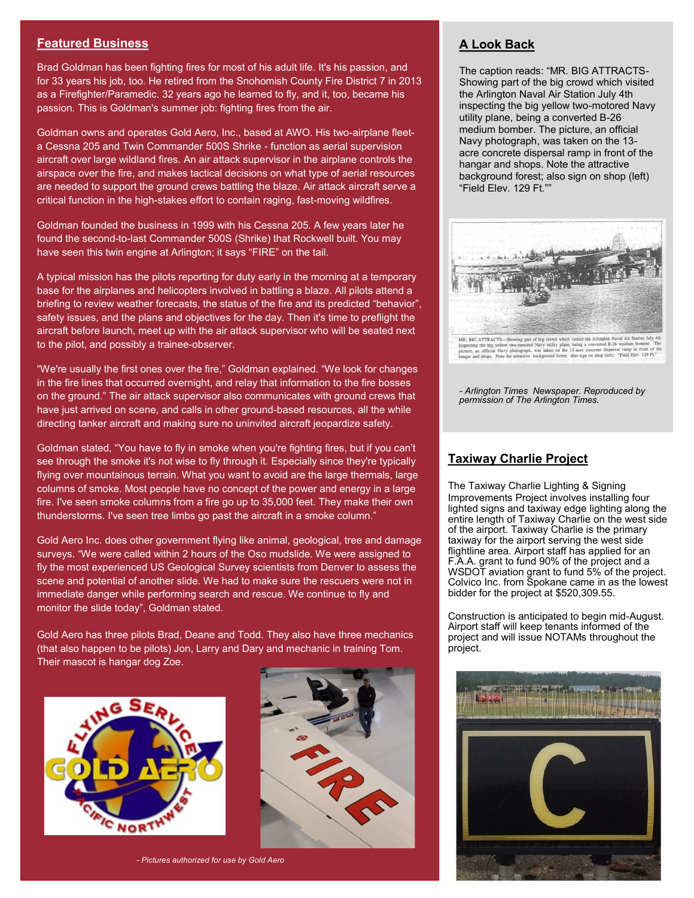## Featured Business

Brad Goldman has been fighting fires for most of his adult life. It's his passion, and for 33 years his job, too. He retired from the Snohomish County Fire District 7 in 2013 as a Firefighter/Paramedic. 32 years ago he learned to fly, and it, too, became his passion. This is Goldman's summer job: fighting fires from the air.

Goldman owns and operates Gold Aero, Inc., based at AWO. His two-airplane fleet- a Cessna 205 and Twin Commander 500S Shrike - function as aerial supervision aircraft over large wildland fires. An air attack supervisor in the airplane controls the airspace over the fire, and makes tactical decisions on what type of aerial resources are needed to support the ground crews battling the blaze. Air attack aircraft serve a critical function in the high-stakes effort to contain raging, fast-moving wildfires.

Goldman founded the business in 1999 with his Cessna 205. A few years later he found the second-to-last Commander 500S (Shrike) that Rockwell built. You may have seen this twin engine at Arlington; it says “FIRE” on the tail.

A typical mission has the pilots reporting for duty early in the morning at a temporary base for the airplanes and helicopters involved in battling a blaze. All pilots attend a briefing to review weather forecasts, the status of the fire and its predicted “behavior”, safety issues, and the plans and objectives for the day. Then it's time to preflight the aircraft before launch, meet up with the air attack supervisor who will be seated next to the pilot, and possibly a trainee-observer.

“We're usually the first ones over the fire,” Goldman explained. “We look for changes in the fire lines that occurred overnight, and relay that information to the fire bosses on the ground.” The air attack supervisor also communicates with ground crews that have just arrived on scene, and calls in other ground-based resources, all the while directing tanker aircraft and making sure no uninvited aircraft jeopardize safety.

Goldman stated, “You have to fly in smoke when you're fighting fires, but if you can't see through the smoke it's not wise to fly through it. Especially since they're typically flying over mountainous terrain. What you want to avoid are the large thermals, large columns of smoke. Most people have no concept of the power and energy in a large fire. I've seen smoke columns from a fire go up to 35,000 feet. They make their own thunderstorms. I've seen tree limbs go past the aircraft in a smoke column.”

Gold Aero Inc. does other government flying like animal, geological, tree and damage surveys. “We were called within 2 hours of the Oso mudslide. We were assigned to fly the most experienced US Geological Survey scientists from Denver to assess the scene and potential of another slide. We had to make sure the rescuers were not in immediate danger while performing search and rescue. We continue to fly and monitor the slide today”, Goldman stated.

Gold Aero has three pilots Brad, Deane and Todd. They also have three mechanics (that also happen to be pilots) Jon, Larry and Dary and mechanic in training Tom. Their mascot is hangar dog Zoe.

*- Pictures authorized for use by Gold Aero*

## A Look Back

The caption reads: “MR. BIG ATTRACTS- Showing part of the big crowd which visited the Arlington Naval Air Station July 4th inspecting the big yellow two-motored Navy utility plane, being a converted B-26 medium bomber. The picture, an official Navy photograph, was taken on the 13-acre concrete dispersal ramp in front of the hangar and shops. Note the attractive background forest; also sign on shop (left) “Field Elev. 129 Ft.””

*- Arlington Times Newspaper. Reproduced by permission of The Arlington Times.*

## Taxiway Charlie Project

The Taxiway Charlie Lighting & Signing Improvements Project involves installing four lighted signs and taxiway edge lighting along the entire length of Taxiway Charlie on the west side of the airport. Taxiway Charlie is the primary taxiway for the airport serving the west side flightline area. Airport staff has applied for an F.A.A. grant to fund 90% of the project and a WSDOT aviation grant to fund 5% of the project. Colvico Inc. from Spokane came in as the lowest bidder for the project at $520,309.55.

Construction is anticipated to begin mid-August. Airport staff will keep tenants informed of the project and will issue NOTAMs throughout the project.